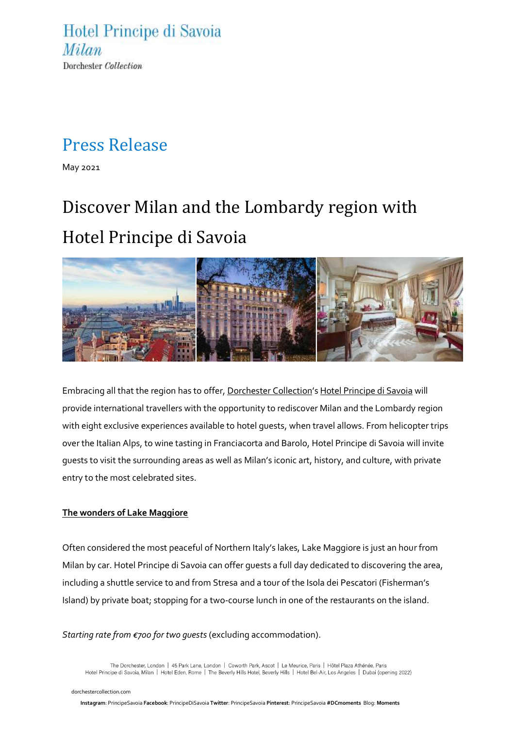Hotel Principe di Savoia
*Milan*
Dorchester *Collection*

# Press Release

May 2021

## Discover Milan and the Lombardy region with Hotel Principe di Savoia

Embracing all that the region has to offer, Dorchester Collection's Hotel Principe di Savoia will provide international travellers with the opportunity to rediscover Milan and the Lombardy region with eight exclusive experiences available to hotel guests, when travel allows. From helicopter trips over the Italian Alps, to wine tasting in Franciacorta and Barolo, Hotel Principe di Savoia will invite guests to visit the surrounding areas as well as Milan's iconic art, history, and culture, with private entry to the most celebrated sites.

### The wonders of Lake Maggiore

Often considered the most peaceful of Northern Italy's lakes, Lake Maggiore is just an hour from Milan by car. Hotel Principe di Savoia can offer guests a full day dedicated to discovering the area, including a shuttle service to and from Stresa and a tour of the Isola dei Pescatori (Fisherman's Island) by private boat; stopping for a two-course lunch in one of the restaurants on the island.

*Starting rate from €700 for two guests* (excluding accommodation).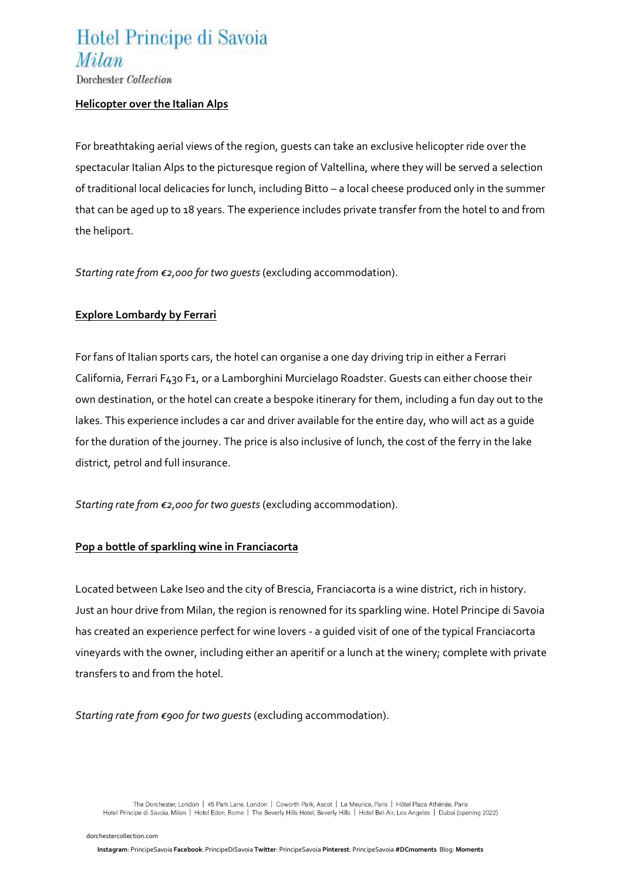## Helicopter over the Italian Alps

For breathtaking aerial views of the region, guests can take an exclusive helicopter ride over the spectacular Italian Alps to the picturesque region of Valtellina, where they will be served a selection of traditional local delicacies for lunch, including Bitto – a local cheese produced only in the summer that can be aged up to 18 years. The experience includes private transfer from the hotel to and from the heliport.

*Starting rate from €2,000 for two guests* (excluding accommodation).

## Explore Lombardy by Ferrari

For fans of Italian sports cars, the hotel can organise a one day driving trip in either a Ferrari California, Ferrari F430 F1, or a Lamborghini Murcielago Roadster. Guests can either choose their own destination, or the hotel can create a bespoke itinerary for them, including a fun day out to the lakes. This experience includes a car and driver available for the entire day, who will act as a guide for the duration of the journey. The price is also inclusive of lunch, the cost of the ferry in the lake district, petrol and full insurance.

*Starting rate from €2,000 for two guests* (excluding accommodation).

## Pop a bottle of sparkling wine in Franciacorta

Located between Lake Iseo and the city of Brescia, Franciacorta is a wine district, rich in history. Just an hour drive from Milan, the region is renowned for its sparkling wine. Hotel Principe di Savoia has created an experience perfect for wine lovers - a guided visit of one of the typical Franciacorta vineyards with the owner, including either an aperitif or a lunch at the winery; complete with private transfers to and from the hotel.

*Starting rate from €900 for two guests* (excluding accommodation).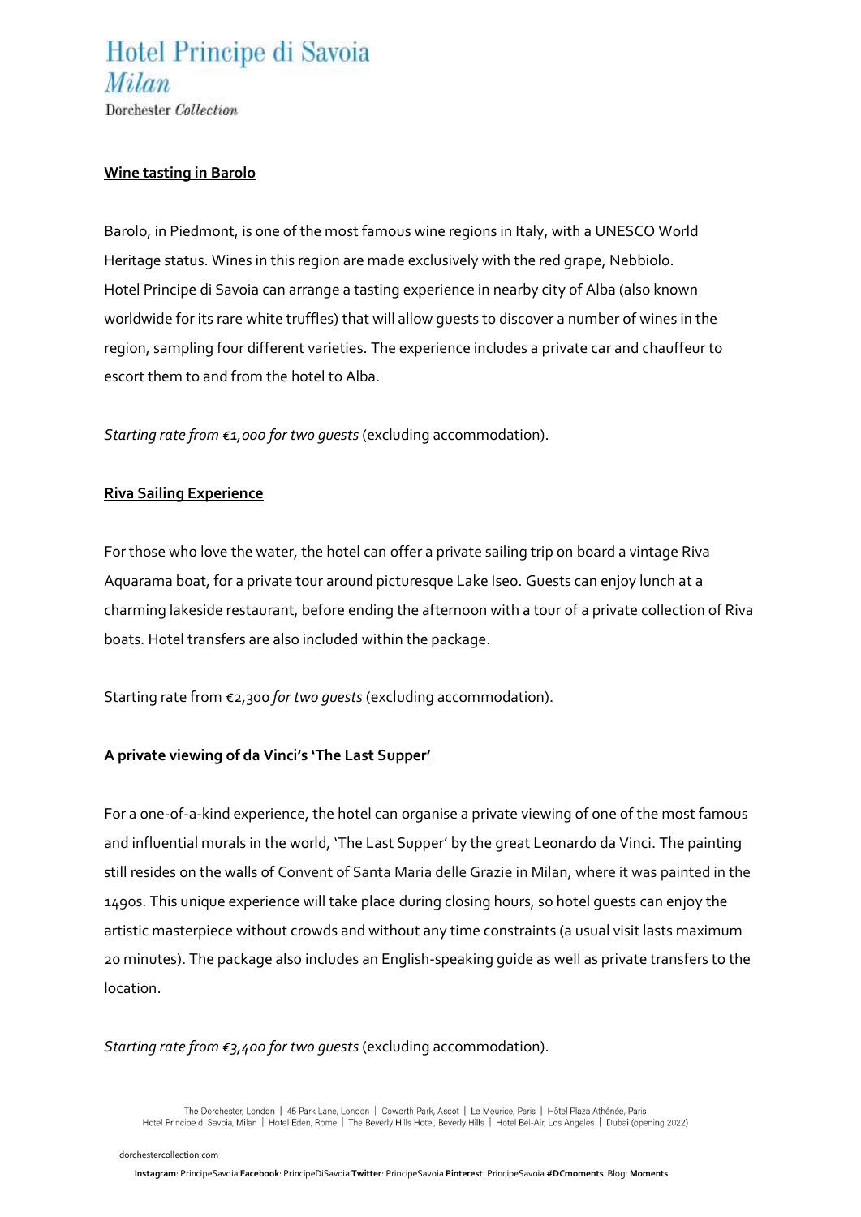**<u>Wine tasting in Barolo</u>**

Barolo, in Piedmont, is one of the most famous wine regions in Italy, with a UNESCO World Heritage status. Wines in this region are made exclusively with the red grape, Nebbiolo. Hotel Principe di Savoia can arrange a tasting experience in nearby city of Alba (also known worldwide for its rare white truffles) that will allow guests to discover a number of wines in the region, sampling four different varieties. The experience includes a private car and chauffeur to escort them to and from the hotel to Alba.

*Starting rate from €1,000 for two guests* (excluding accommodation).

**<u>Riva Sailing Experience</u>**

For those who love the water, the hotel can offer a private sailing trip on board a vintage Riva Aquarama boat, for a private tour around picturesque Lake Iseo. Guests can enjoy lunch at a charming lakeside restaurant, before ending the afternoon with a tour of a private collection of Riva boats. Hotel transfers are also included within the package.

Starting rate from €2,300 *for two guests* (excluding accommodation).

**<u>A private viewing of da Vinci's 'The Last Supper'</u>**

For a one-of-a-kind experience, the hotel can organise a private viewing of one of the most famous and influential murals in the world, 'The Last Supper' by the great Leonardo da Vinci. The painting still resides on the walls of Convent of Santa Maria delle Grazie in Milan, where it was painted in the 1490s. This unique experience will take place during closing hours, so hotel guests can enjoy the artistic masterpiece without crowds and without any time constraints (a usual visit lasts maximum 20 minutes). The package also includes an English-speaking guide as well as private transfers to the location.

*Starting rate from €3,400 for two guests* (excluding accommodation).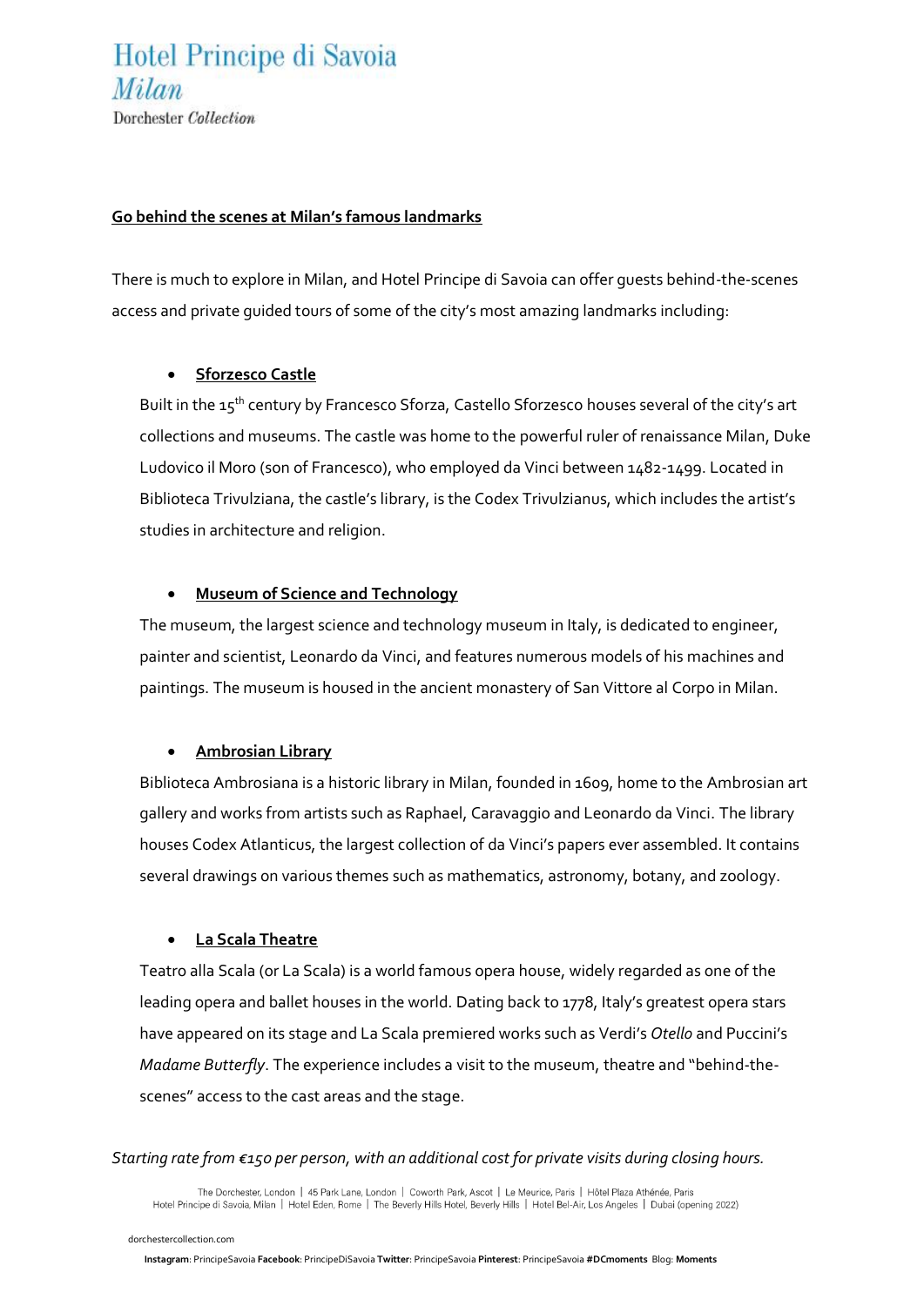**Go behind the scenes at Milan's famous landmarks**

There is much to explore in Milan, and Hotel Principe di Savoia can offer guests behind-the-scenes access and private guided tours of some of the city's most amazing landmarks including:

- **Sforzesco Castle**

  Built in the 15th century by Francesco Sforza, Castello Sforzesco houses several of the city's art collections and museums. The castle was home to the powerful ruler of renaissance Milan, Duke Ludovico il Moro (son of Francesco), who employed da Vinci between 1482-1499. Located in Biblioteca Trivulziana, the castle's library, is the Codex Trivulzianus, which includes the artist's studies in architecture and religion.

- **Museum of Science and Technology**

  The museum, the largest science and technology museum in Italy, is dedicated to engineer, painter and scientist, Leonardo da Vinci, and features numerous models of his machines and paintings. The museum is housed in the ancient monastery of San Vittore al Corpo in Milan.

- **Ambrosian Library**

  Biblioteca Ambrosiana is a historic library in Milan, founded in 1609, home to the Ambrosian art gallery and works from artists such as Raphael, Caravaggio and Leonardo da Vinci. The library houses Codex Atlanticus, the largest collection of da Vinci's papers ever assembled. It contains several drawings on various themes such as mathematics, astronomy, botany, and zoology.

- **La Scala Theatre**

  Teatro alla Scala (or La Scala) is a world famous opera house, widely regarded as one of the leading opera and ballet houses in the world. Dating back to 1778, Italy's greatest opera stars have appeared on its stage and La Scala premiered works such as Verdi's *Otello* and Puccini's *Madame Butterfly*. The experience includes a visit to the museum, theatre and "behind-the-scenes" access to the cast areas and the stage.

*Starting rate from €150 per person, with an additional cost for private visits during closing hours.*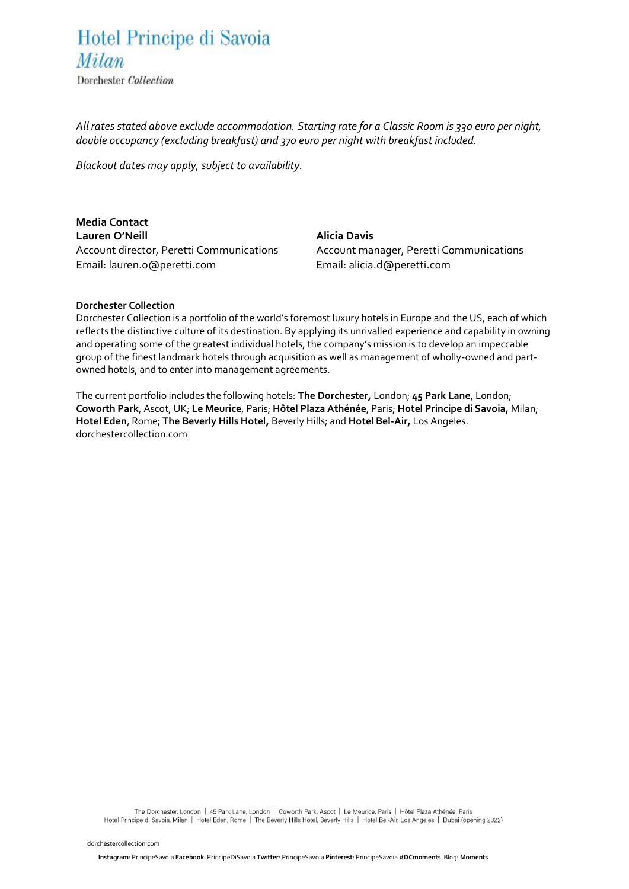*All rates stated above exclude accommodation. Starting rate for a Classic Room is 330 euro per night, double occupancy (excluding breakfast) and 370 euro per night with breakfast included.*

*Blackout dates may apply, subject to availability.*

**Media Contact**

**Lauren O'Neill**
Account director, Peretti Communications
Email: lauren.o@peretti.com

**Alicia Davis**
Account manager, Peretti Communications
Email: alicia.d@peretti.com

**Dorchester Collection**

Dorchester Collection is a portfolio of the world's foremost luxury hotels in Europe and the US, each of which reflects the distinctive culture of its destination. By applying its unrivalled experience and capability in owning and operating some of the greatest individual hotels, the company's mission is to develop an impeccable group of the finest landmark hotels through acquisition as well as management of wholly-owned and part-owned hotels, and to enter into management agreements.

The current portfolio includes the following hotels: **The Dorchester,** London; **45 Park Lane**, London; **Coworth Park**, Ascot, UK; **Le Meurice**, Paris; **Hôtel Plaza Athénée**, Paris; **Hotel Principe di Savoia,** Milan; **Hotel Eden**, Rome; **The Beverly Hills Hotel,** Beverly Hills; and **Hotel Bel-Air,** Los Angeles.
dorchestercollection.com